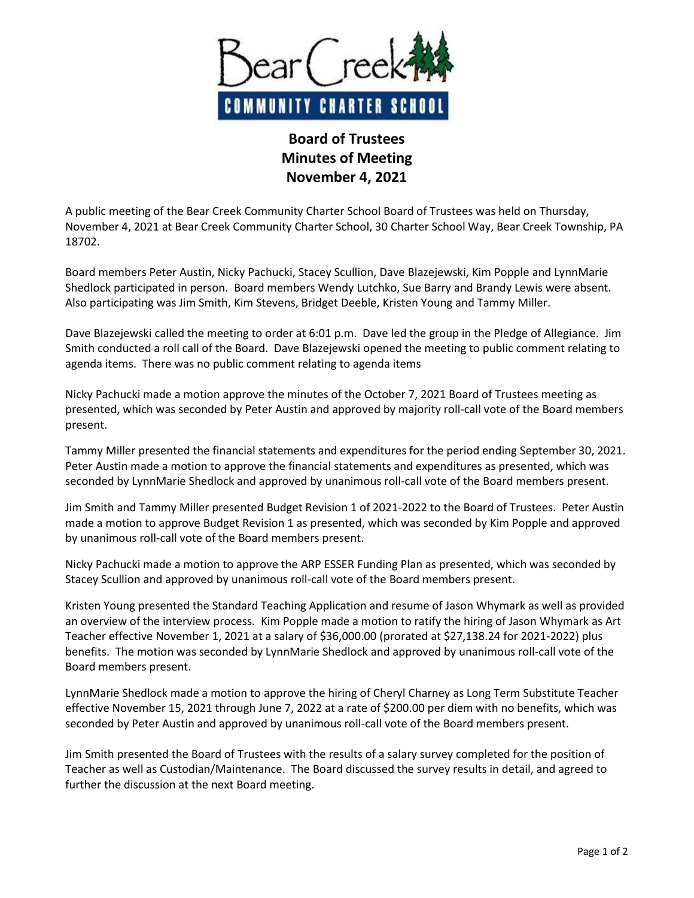**Bear Creek COMMUNITY CHARTER SCHOOL**

# Board of Trustees
## Minutes of Meeting
## November 4, 2021

A public meeting of the Bear Creek Community Charter School Board of Trustees was held on Thursday, November 4, 2021 at Bear Creek Community Charter School, 30 Charter School Way, Bear Creek Township, PA 18702.

Board members Peter Austin, Nicky Pachucki, Stacey Scullion, Dave Blazejewski, Kim Popple and LynnMarie Shedlock participated in person. Board members Wendy Lutchko, Sue Barry and Brandy Lewis were absent. Also participating was Jim Smith, Kim Stevens, Bridget Deeble, Kristen Young and Tammy Miller.

Dave Blazejewski called the meeting to order at 6:01 p.m. Dave led the group in the Pledge of Allegiance. Jim Smith conducted a roll call of the Board. Dave Blazejewski opened the meeting to public comment relating to agenda items. There was no public comment relating to agenda items

Nicky Pachucki made a motion approve the minutes of the October 7, 2021 Board of Trustees meeting as presented, which was seconded by Peter Austin and approved by majority roll-call vote of the Board members present.

Tammy Miller presented the financial statements and expenditures for the period ending September 30, 2021. Peter Austin made a motion to approve the financial statements and expenditures as presented, which was seconded by LynnMarie Shedlock and approved by unanimous roll-call vote of the Board members present.

Jim Smith and Tammy Miller presented Budget Revision 1 of 2021-2022 to the Board of Trustees. Peter Austin made a motion to approve Budget Revision 1 as presented, which was seconded by Kim Popple and approved by unanimous roll-call vote of the Board members present.

Nicky Pachucki made a motion to approve the ARP ESSER Funding Plan as presented, which was seconded by Stacey Scullion and approved by unanimous roll-call vote of the Board members present.

Kristen Young presented the Standard Teaching Application and resume of Jason Whymark as well as provided an overview of the interview process. Kim Popple made a motion to ratify the hiring of Jason Whymark as Art Teacher effective November 1, 2021 at a salary of $36,000.00 (prorated at $27,138.24 for 2021-2022) plus benefits. The motion was seconded by LynnMarie Shedlock and approved by unanimous roll-call vote of the Board members present.

LynnMarie Shedlock made a motion to approve the hiring of Cheryl Charney as Long Term Substitute Teacher effective November 15, 2021 through June 7, 2022 at a rate of $200.00 per diem with no benefits, which was seconded by Peter Austin and approved by unanimous roll-call vote of the Board members present.

Jim Smith presented the Board of Trustees with the results of a salary survey completed for the position of Teacher as well as Custodian/Maintenance. The Board discussed the survey results in detail, and agreed to further the discussion at the next Board meeting.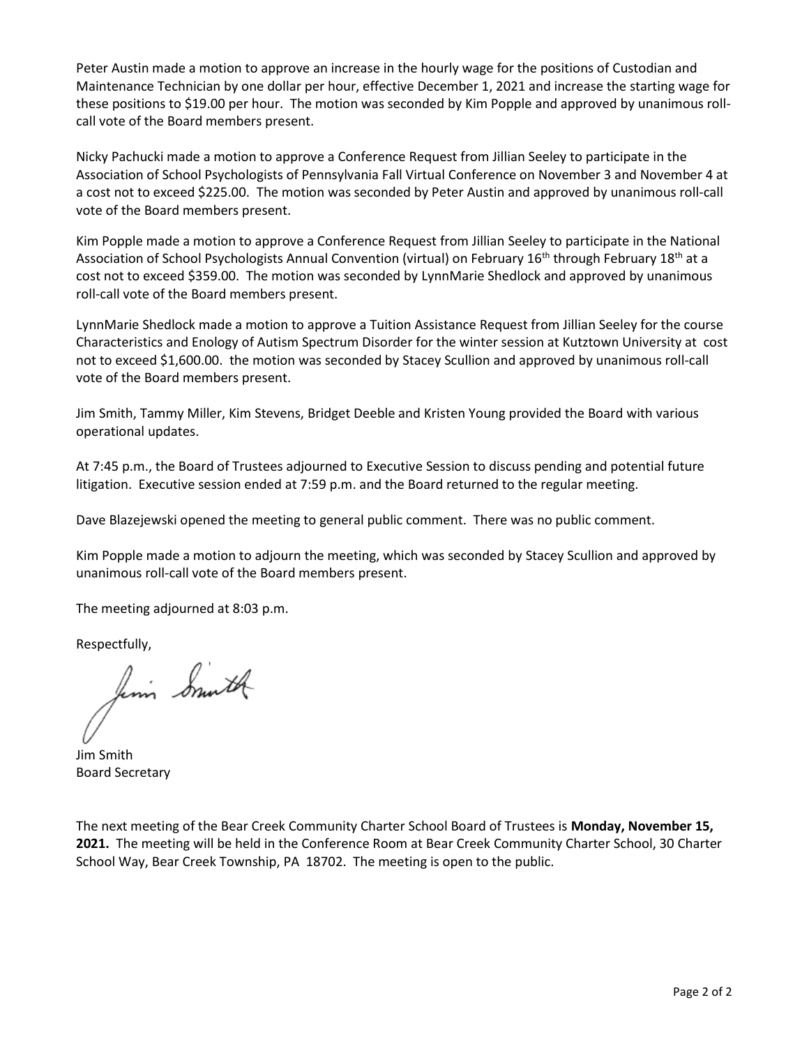Peter Austin made a motion to approve an increase in the hourly wage for the positions of Custodian and Maintenance Technician by one dollar per hour, effective December 1, 2021 and increase the starting wage for these positions to $19.00 per hour. The motion was seconded by Kim Popple and approved by unanimous roll-call vote of the Board members present.

Nicky Pachucki made a motion to approve a Conference Request from Jillian Seeley to participate in the Association of School Psychologists of Pennsylvania Fall Virtual Conference on November 3 and November 4 at a cost not to exceed $225.00. The motion was seconded by Peter Austin and approved by unanimous roll-call vote of the Board members present.

Kim Popple made a motion to approve a Conference Request from Jillian Seeley to participate in the National Association of School Psychologists Annual Convention (virtual) on February 16th through February 18th at a cost not to exceed $359.00. The motion was seconded by LynnMarie Shedlock and approved by unanimous roll-call vote of the Board members present.

LynnMarie Shedlock made a motion to approve a Tuition Assistance Request from Jillian Seeley for the course Characteristics and Enology of Autism Spectrum Disorder for the winter session at Kutztown University at cost not to exceed $1,600.00. the motion was seconded by Stacey Scullion and approved by unanimous roll-call vote of the Board members present.

Jim Smith, Tammy Miller, Kim Stevens, Bridget Deeble and Kristen Young provided the Board with various operational updates.

At 7:45 p.m., the Board of Trustees adjourned to Executive Session to discuss pending and potential future litigation. Executive session ended at 7:59 p.m. and the Board returned to the regular meeting.

Dave Blazejewski opened the meeting to general public comment. There was no public comment.

Kim Popple made a motion to adjourn the meeting, which was seconded by Stacey Scullion and approved by unanimous roll-call vote of the Board members present.

The meeting adjourned at 8:03 p.m.

Respectfully,

Jim Smith
Board Secretary

The next meeting of the Bear Creek Community Charter School Board of Trustees is **Monday, November 15, 2021.** The meeting will be held in the Conference Room at Bear Creek Community Charter School, 30 Charter School Way, Bear Creek Township, PA 18702. The meeting is open to the public.